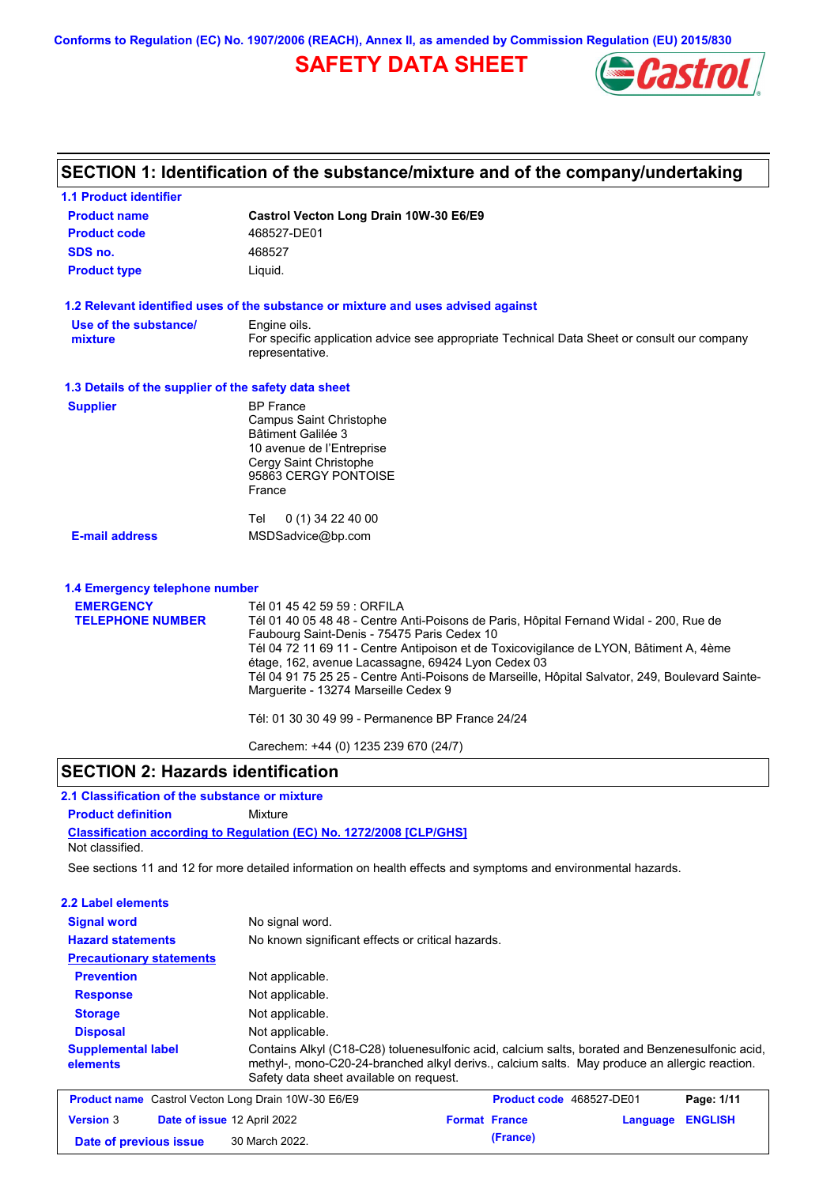Conforms to Regulation (EC) No. 1907/2006 (REACH), Annex II, as amended by Commission Regulation (EU) 2015/830

# SAFETY DATA SHEET

Castrol

## SECTION 1: Identification of the substance/mixture and of the company/undertaking

### 1.1 Product identifier

| | |
|---|---|
| **Product name** | **Castrol Vecton Long Drain 10W-30 E6/E9** |
| **Product code** | 468527-DE01 |
| **SDS no.** | 468527 |
| **Product type** | Liquid. |

### 1.2 Relevant identified uses of the substance or mixture and uses advised against

| | |
|---|---|
| **Use of the substance/ mixture** | Engine oils. For specific application advice see appropriate Technical Data Sheet or consult our company representative. |

### 1.3 Details of the supplier of the safety data sheet

**Supplier**

BP France
Campus Saint Christophe
Bâtiment Galilée 3
10 avenue de l'Entreprise
Cergy Saint Christophe
95863 CERGY PONTOISE
France

Tel 0 (1) 34 22 40 00

**E-mail address** MSDSadvice@bp.com

### 1.4 Emergency telephone number

**EMERGENCY TELEPHONE NUMBER**

Tél 01 45 42 59 59 : ORFILA
Tél 01 40 05 48 48 - Centre Anti-Poisons de Paris, Hôpital Fernand Widal - 200, Rue de Faubourg Saint-Denis - 75475 Paris Cedex 10
Tél 04 72 11 69 11 - Centre Antipoison et de Toxicovigilance de LYON, Bâtiment A, 4ème étage, 162, avenue Lacassagne, 69424 Lyon Cedex 03
Tél 04 91 75 25 25 - Centre Anti-Poisons de Marseille, Hôpital Salvator, 249, Boulevard Sainte-Marguerite - 13274 Marseille Cedex 9

Tél: 01 30 30 49 99 - Permanence BP France 24/24

Carechem: +44 (0) 1235 239 670 (24/7)

## SECTION 2: Hazards identification

### 2.1 Classification of the substance or mixture

**Product definition** Mixture

**Classification according to Regulation (EC) No. 1272/2008 [CLP/GHS]**

Not classified.

See sections 11 and 12 for more detailed information on health effects and symptoms and environmental hazards.

### 2.2 Label elements

| | |
|---|---|
| **Signal word** | No signal word. |
| **Hazard statements** | No known significant effects or critical hazards. |
| **Precautionary statements** | |
| **Prevention** | Not applicable. |
| **Response** | Not applicable. |
| **Storage** | Not applicable. |
| **Disposal** | Not applicable. |
| **Supplemental label elements** | Contains Alkyl (C18-C28) toluenesulfonic acid, calcium salts, borated and Benzenesulfonic acid, methyl-, mono-C20-24-branched alkyl derivs., calcium salts. May produce an allergic reaction. Safety data sheet available on request. |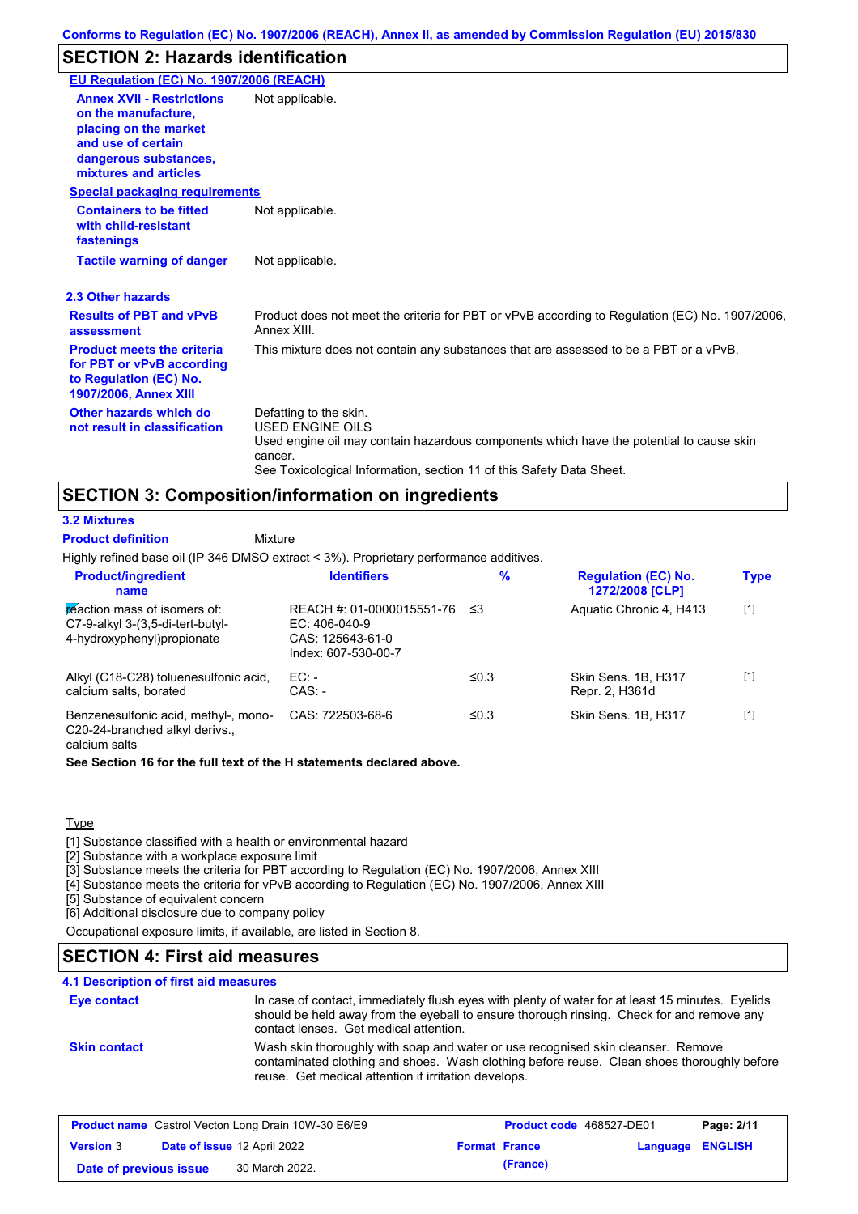Conforms to Regulation (EC) No. 1907/2006 (REACH), Annex II, as amended by Commission Regulation (EU) 2015/830

## SECTION 2: Hazards identification

**EU Regulation (EC) No. 1907/2006 (REACH)**

| | |
|---|---|
| **Annex XVII - Restrictions on the manufacture, placing on the market and use of certain dangerous substances, mixtures and articles** | Not applicable. |

**Special packaging requirements**

| | |
|---|---|
| **Containers to be fitted with child-resistant fastenings** | Not applicable. |
| **Tactile warning of danger** | Not applicable. |

### 2.3 Other hazards

| | |
|---|---|
| **Results of PBT and vPvB assessment** | Product does not meet the criteria for PBT or vPvB according to Regulation (EC) No. 1907/2006, Annex XIII. |
| **Product meets the criteria for PBT or vPvB according to Regulation (EC) No. 1907/2006, Annex XIII** | This mixture does not contain any substances that are assessed to be a PBT or a vPvB. |
| **Other hazards which do not result in classification** | Defatting to the skin.<br>USED ENGINE OILS<br>Used engine oil may contain hazardous components which have the potential to cause skin cancer.<br>See Toxicological Information, section 11 of this Safety Data Sheet. |

## SECTION 3: Composition/information on ingredients

### 3.2 Mixtures

**Product definition** Mixture

Highly refined base oil (IP 346 DMSO extract < 3%). Proprietary performance additives.

| Product/ingredient name | Identifiers | % | Regulation (EC) No. 1272/2008 [CLP] | Type |
|---|---|---|---|---|
| reaction mass of isomers of: C7-9-alkyl 3-(3,5-di-tert-butyl-4-hydroxyphenyl)propionate | REACH #: 01-0000015551-76<br>EC: 406-040-9<br>CAS: 125643-61-0<br>Index: 607-530-00-7 | ≤3 | Aquatic Chronic 4, H413 | [1] |
| Alkyl (C18-C28) toluenesulfonic acid, calcium salts, borated | EC: -<br>CAS: - | ≤0.3 | Skin Sens. 1B, H317<br>Repr. 2, H361d | [1] |
| Benzenesulfonic acid, methyl-, mono-C20-24-branched alkyl derivs., calcium salts | CAS: 722503-68-6 | ≤0.3 | Skin Sens. 1B, H317 | [1] |

**See Section 16 for the full text of the H statements declared above.**

Type

[1] Substance classified with a health or environmental hazard
[2] Substance with a workplace exposure limit
[3] Substance meets the criteria for PBT according to Regulation (EC) No. 1907/2006, Annex XIII
[4] Substance meets the criteria for vPvB according to Regulation (EC) No. 1907/2006, Annex XIII
[5] Substance of equivalent concern
[6] Additional disclosure due to company policy

Occupational exposure limits, if available, are listed in Section 8.

## SECTION 4: First aid measures

### 4.1 Description of first aid measures

| | |
|---|---|
| **Eye contact** | In case of contact, immediately flush eyes with plenty of water for at least 15 minutes. Eyelids should be held away from the eyeball to ensure thorough rinsing. Check for and remove any contact lenses. Get medical attention. |
| **Skin contact** | Wash skin thoroughly with soap and water or use recognised skin cleanser. Remove contaminated clothing and shoes. Wash clothing before reuse. Clean shoes thoroughly before reuse. Get medical attention if irritation develops. |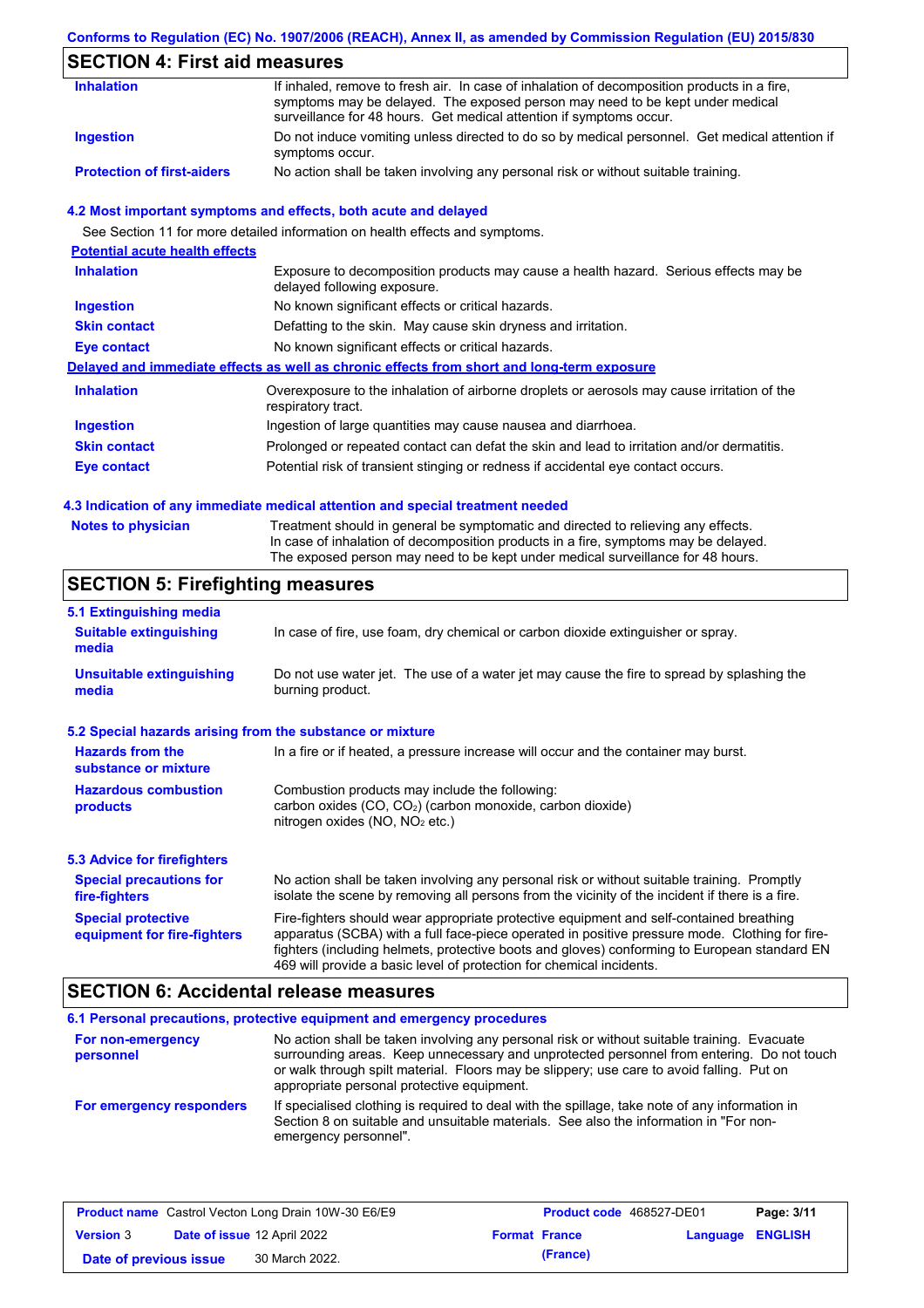## SECTION 4: First aid measures

| | |
|---|---|
| **Inhalation** | If inhaled, remove to fresh air. In case of inhalation of decomposition products in a fire, symptoms may be delayed. The exposed person may need to be kept under medical surveillance for 48 hours. Get medical attention if symptoms occur. |
| **Ingestion** | Do not induce vomiting unless directed to do so by medical personnel. Get medical attention if symptoms occur. |
| **Protection of first-aiders** | No action shall be taken involving any personal risk or without suitable training. |

### 4.2 Most important symptoms and effects, both acute and delayed

See Section 11 for more detailed information on health effects and symptoms.

**Potential acute health effects**

| | |
|---|---|
| **Inhalation** | Exposure to decomposition products may cause a health hazard. Serious effects may be delayed following exposure. |
| **Ingestion** | No known significant effects or critical hazards. |
| **Skin contact** | Defatting to the skin. May cause skin dryness and irritation. |
| **Eye contact** | No known significant effects or critical hazards. |

**Delayed and immediate effects as well as chronic effects from short and long-term exposure**

| | |
|---|---|
| **Inhalation** | Overexposure to the inhalation of airborne droplets or aerosols may cause irritation of the respiratory tract. |
| **Ingestion** | Ingestion of large quantities may cause nausea and diarrhoea. |
| **Skin contact** | Prolonged or repeated contact can defat the skin and lead to irritation and/or dermatitis. |
| **Eye contact** | Potential risk of transient stinging or redness if accidental eye contact occurs. |

### 4.3 Indication of any immediate medical attention and special treatment needed

| | |
|---|---|
| **Notes to physician** | Treatment should in general be symptomatic and directed to relieving any effects. In case of inhalation of decomposition products in a fire, symptoms may be delayed. The exposed person may need to be kept under medical surveillance for 48 hours. |

## SECTION 5: Firefighting measures

### 5.1 Extinguishing media

| | |
|---|---|
| **Suitable extinguishing media** | In case of fire, use foam, dry chemical or carbon dioxide extinguisher or spray. |
| **Unsuitable extinguishing media** | Do not use water jet. The use of a water jet may cause the fire to spread by splashing the burning product. |

### 5.2 Special hazards arising from the substance or mixture

| | |
|---|---|
| **Hazards from the substance or mixture** | In a fire or if heated, a pressure increase will occur and the container may burst. |
| **Hazardous combustion products** | Combustion products may include the following: carbon oxides ($CO$, $CO_2$) (carbon monoxide, carbon dioxide) nitrogen oxides ($NO$, $NO_2$ etc.) |

### 5.3 Advice for firefighters

| | |
|---|---|
| **Special precautions for fire-fighters** | No action shall be taken involving any personal risk or without suitable training. Promptly isolate the scene by removing all persons from the vicinity of the incident if there is a fire. |
| **Special protective equipment for fire-fighters** | Fire-fighters should wear appropriate protective equipment and self-contained breathing apparatus (SCBA) with a full face-piece operated in positive pressure mode. Clothing for fire-fighters (including helmets, protective boots and gloves) conforming to European standard EN 469 will provide a basic level of protection for chemical incidents. |

## SECTION 6: Accidental release measures

### 6.1 Personal precautions, protective equipment and emergency procedures

| | |
|---|---|
| **For non-emergency personnel** | No action shall be taken involving any personal risk or without suitable training. Evacuate surrounding areas. Keep unnecessary and unprotected personnel from entering. Do not touch or walk through spilt material. Floors may be slippery; use care to avoid falling. Put on appropriate personal protective equipment. |
| **For emergency responders** | If specialised clothing is required to deal with the spillage, take note of any information in Section 8 on suitable and unsuitable materials. See also the information in "For non-emergency personnel". |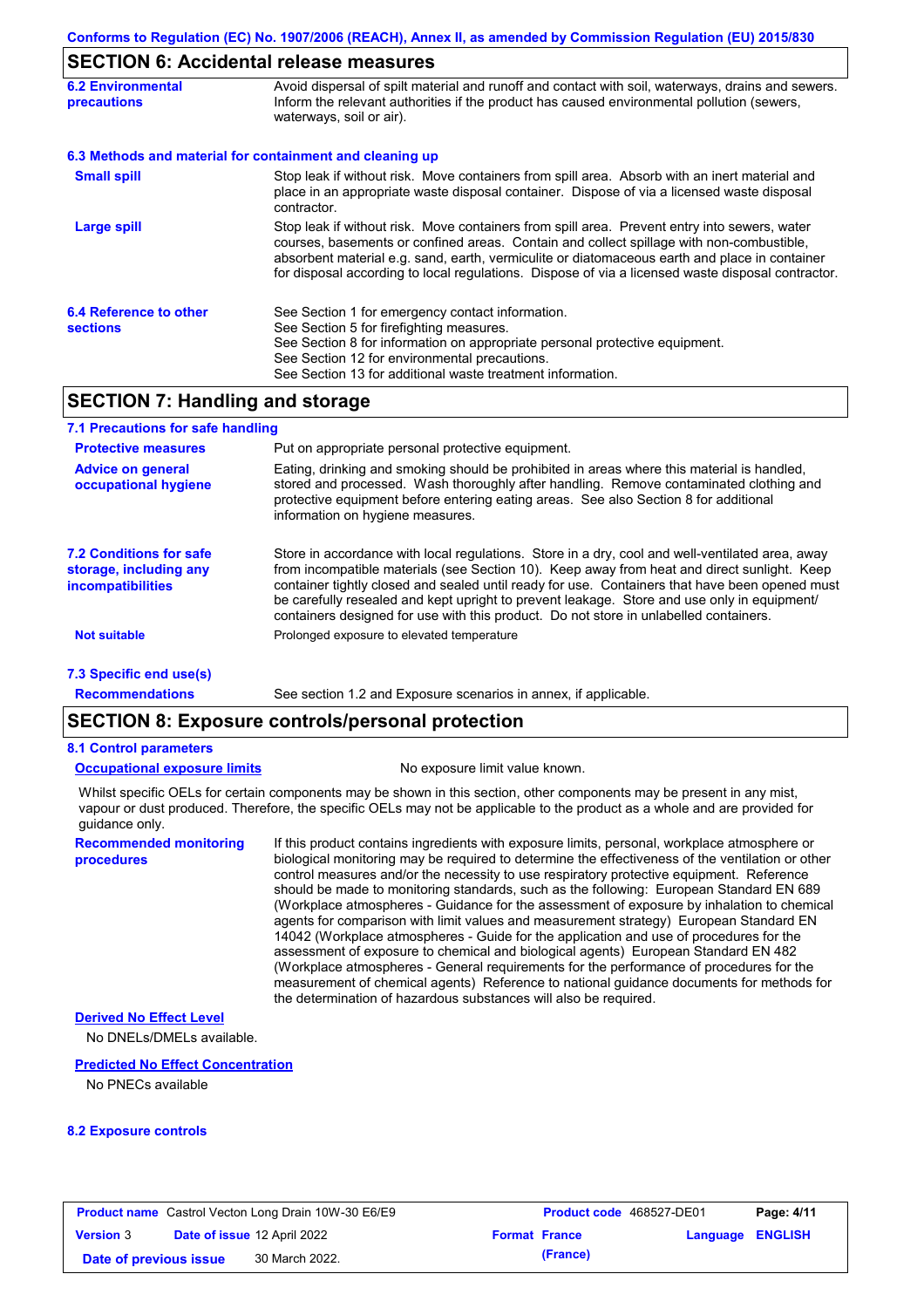## SECTION 6: Accidental release measures

**6.2 Environmental precautions**

Avoid dispersal of spilt material and runoff and contact with soil, waterways, drains and sewers. Inform the relevant authorities if the product has caused environmental pollution (sewers, waterways, soil or air).

### 6.3 Methods and material for containment and cleaning up

**Small spill**

Stop leak if without risk. Move containers from spill area. Absorb with an inert material and place in an appropriate waste disposal container. Dispose of via a licensed waste disposal contractor.

**Large spill**

Stop leak if without risk. Move containers from spill area. Prevent entry into sewers, water courses, basements or confined areas. Contain and collect spillage with non-combustible, absorbent material e.g. sand, earth, vermiculite or diatomaceous earth and place in container for disposal according to local regulations. Dispose of via a licensed waste disposal contractor.

**6.4 Reference to other sections**

See Section 1 for emergency contact information.
See Section 5 for firefighting measures.
See Section 8 for information on appropriate personal protective equipment.
See Section 12 for environmental precautions.
See Section 13 for additional waste treatment information.

## SECTION 7: Handling and storage

### 7.1 Precautions for safe handling

**Protective measures**

Put on appropriate personal protective equipment.

**Advice on general occupational hygiene**

Eating, drinking and smoking should be prohibited in areas where this material is handled, stored and processed. Wash thoroughly after handling. Remove contaminated clothing and protective equipment before entering eating areas. See also Section 8 for additional information on hygiene measures.

**7.2 Conditions for safe storage, including any incompatibilities**

Store in accordance with local regulations. Store in a dry, cool and well-ventilated area, away from incompatible materials (see Section 10). Keep away from heat and direct sunlight. Keep container tightly closed and sealed until ready for use. Containers that have been opened must be carefully resealed and kept upright to prevent leakage. Store and use only in equipment/ containers designed for use with this product. Do not store in unlabelled containers.

**Not suitable**

Prolonged exposure to elevated temperature

### 7.3 Specific end use(s)

**Recommendations**

See section 1.2 and Exposure scenarios in annex, if applicable.

## SECTION 8: Exposure controls/personal protection

### 8.1 Control parameters

**Occupational exposure limits**

No exposure limit value known.

Whilst specific OELs for certain components may be shown in this section, other components may be present in any mist, vapour or dust produced. Therefore, the specific OELs may not be applicable to the product as a whole and are provided for guidance only.

**Recommended monitoring procedures**

If this product contains ingredients with exposure limits, personal, workplace atmosphere or biological monitoring may be required to determine the effectiveness of the ventilation or other control measures and/or the necessity to use respiratory protective equipment. Reference should be made to monitoring standards, such as the following: European Standard EN 689 (Workplace atmospheres - Guidance for the assessment of exposure by inhalation to chemical agents for comparison with limit values and measurement strategy) European Standard EN 14042 (Workplace atmospheres - Guide for the application and use of procedures for the assessment of exposure to chemical and biological agents) European Standard EN 482 (Workplace atmospheres - General requirements for the performance of procedures for the measurement of chemical agents) Reference to national guidance documents for methods for the determination of hazardous substances will also be required.

**Derived No Effect Level**

No DNELs/DMELs available.

**Predicted No Effect Concentration**

No PNECs available

### 8.2 Exposure controls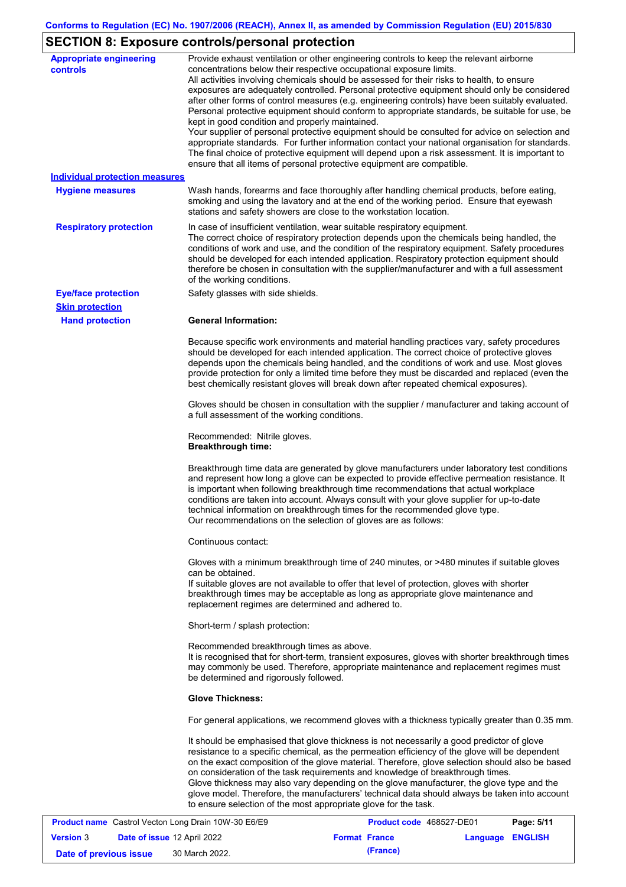## SECTION 8: Exposure controls/personal protection

**Appropriate engineering controls**

Provide exhaust ventilation or other engineering controls to keep the relevant airborne concentrations below their respective occupational exposure limits.
All activities involving chemicals should be assessed for their risks to health, to ensure exposures are adequately controlled. Personal protective equipment should only be considered after other forms of control measures (e.g. engineering controls) have been suitably evaluated. Personal protective equipment should conform to appropriate standards, be suitable for use, be kept in good condition and properly maintained.
Your supplier of personal protective equipment should be consulted for advice on selection and appropriate standards. For further information contact your national organisation for standards. The final choice of protective equipment will depend upon a risk assessment. It is important to ensure that all items of personal protective equipment are compatible.

**Individual protection measures**

**Hygiene measures**

Wash hands, forearms and face thoroughly after handling chemical products, before eating, smoking and using the lavatory and at the end of the working period. Ensure that eyewash stations and safety showers are close to the workstation location.

**Respiratory protection**

In case of insufficient ventilation, wear suitable respiratory equipment.
The correct choice of respiratory protection depends upon the chemicals being handled, the conditions of work and use, and the condition of the respiratory equipment. Safety procedures should be developed for each intended application. Respiratory protection equipment should therefore be chosen in consultation with the supplier/manufacturer and with a full assessment of the working conditions.

**Eye/face protection**

Safety glasses with side shields.

**Skin protection**

**Hand protection**

**General Information:**

Because specific work environments and material handling practices vary, safety procedures should be developed for each intended application. The correct choice of protective gloves depends upon the chemicals being handled, and the conditions of work and use. Most gloves provide protection for only a limited time before they must be discarded and replaced (even the best chemically resistant gloves will break down after repeated chemical exposures).

Gloves should be chosen in consultation with the supplier / manufacturer and taking account of a full assessment of the working conditions.

Recommended: Nitrile gloves.
**Breakthrough time:**

Breakthrough time data are generated by glove manufacturers under laboratory test conditions and represent how long a glove can be expected to provide effective permeation resistance. It is important when following breakthrough time recommendations that actual workplace conditions are taken into account. Always consult with your glove supplier for up-to-date technical information on breakthrough times for the recommended glove type.
Our recommendations on the selection of gloves are as follows:

Continuous contact:

Gloves with a minimum breakthrough time of 240 minutes, or >480 minutes if suitable gloves can be obtained.
If suitable gloves are not available to offer that level of protection, gloves with shorter breakthrough times may be acceptable as long as appropriate glove maintenance and replacement regimes are determined and adhered to.

Short-term / splash protection:

Recommended breakthrough times as above.
It is recognised that for short-term, transient exposures, gloves with shorter breakthrough times may commonly be used. Therefore, appropriate maintenance and replacement regimes must be determined and rigorously followed.

**Glove Thickness:**

For general applications, we recommend gloves with a thickness typically greater than 0.35 mm.

It should be emphasised that glove thickness is not necessarily a good predictor of glove resistance to a specific chemical, as the permeation efficiency of the glove will be dependent on the exact composition of the glove material. Therefore, glove selection should also be based on consideration of the task requirements and knowledge of breakthrough times.
Glove thickness may also vary depending on the glove manufacturer, the glove type and the glove model. Therefore, the manufacturers' technical data should always be taken into account to ensure selection of the most appropriate glove for the task.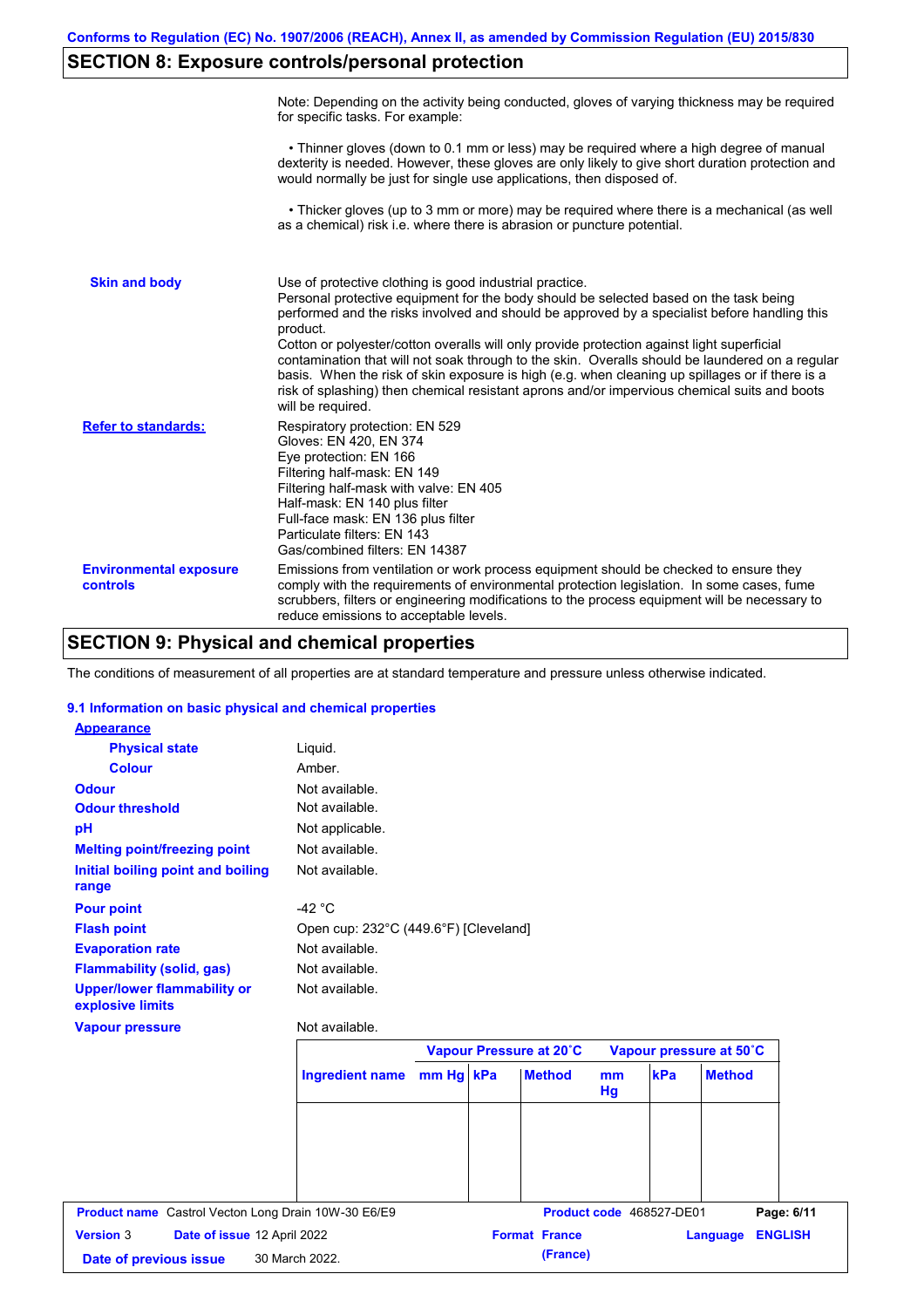## SECTION 8: Exposure controls/personal protection

Note: Depending on the activity being conducted, gloves of varying thickness may be required for specific tasks. For example:

• Thinner gloves (down to 0.1 mm or less) may be required where a high degree of manual dexterity is needed. However, these gloves are only likely to give short duration protection and would normally be just for single use applications, then disposed of.

• Thicker gloves (up to 3 mm or more) may be required where there is a mechanical (as well as a chemical) risk i.e. where there is abrasion or puncture potential.

**Skin and body**

Use of protective clothing is good industrial practice.
Personal protective equipment for the body should be selected based on the task being performed and the risks involved and should be approved by a specialist before handling this product.
Cotton or polyester/cotton overalls will only provide protection against light superficial contamination that will not soak through to the skin. Overalls should be laundered on a regular basis. When the risk of skin exposure is high (e.g. when cleaning up spillages or if there is a risk of splashing) then chemical resistant aprons and/or impervious chemical suits and boots will be required.

**Refer to standards:**

Respiratory protection: EN 529
Gloves: EN 420, EN 374
Eye protection: EN 166
Filtering half-mask: EN 149
Filtering half-mask with valve: EN 405
Half-mask: EN 140 plus filter
Full-face mask: EN 136 plus filter
Particulate filters: EN 143
Gas/combined filters: EN 14387

**Environmental exposure controls**

Emissions from ventilation or work process equipment should be checked to ensure they comply with the requirements of environmental protection legislation. In some cases, fume scrubbers, filters or engineering modifications to the process equipment will be necessary to reduce emissions to acceptable levels.

## SECTION 9: Physical and chemical properties

The conditions of measurement of all properties are at standard temperature and pressure unless otherwise indicated.

### 9.1 Information on basic physical and chemical properties

**Appearance**

| | |
|---|---|
| **Physical state** | Liquid. |
| **Colour** | Amber. |
| **Odour** | Not available. |
| **Odour threshold** | Not available. |
| **pH** | Not applicable. |
| **Melting point/freezing point** | Not available. |
| **Initial boiling point and boiling range** | Not available. |
| **Pour point** | -42 °C |
| **Flash point** | Open cup: 232°C (449.6°F) [Cleveland] |
| **Evaporation rate** | Not available. |
| **Flammability (solid, gas)** | Not available. |
| **Upper/lower flammability or explosive limits** | Not available. |
| **Vapour pressure** | Not available. |

| | Vapour Pressure at 20˚C | | | Vapour pressure at 50˚C | | |
|---|---|---|---|---|---|---|
| **Ingredient name** | **mm Hg** | **kPa** | **Method** | **mm Hg** | **kPa** | **Method** |
| | | | | | | |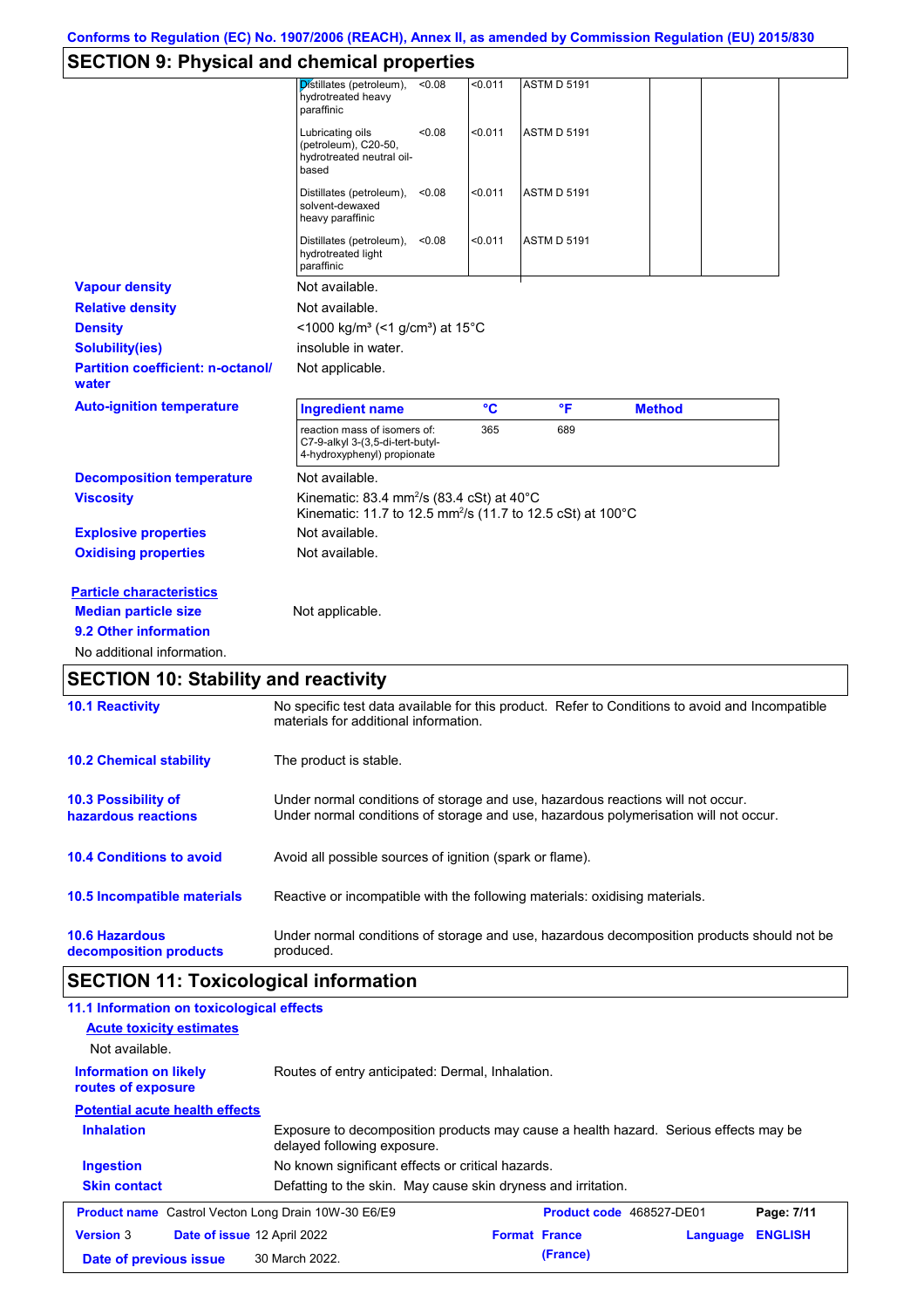## SECTION 9: Physical and chemical properties

| | | | | | |
|---|---|---|---|---|---|
| Distillates (petroleum), hydrotreated heavy paraffinic | <0.08 | <0.011 | ASTM D 5191 | | |
| Lubricating oils (petroleum), C20-50, hydrotreated neutral oil-based | <0.08 | <0.011 | ASTM D 5191 | | |
| Distillates (petroleum), solvent-dewaxed heavy paraffinic | <0.08 | <0.011 | ASTM D 5191 | | |
| Distillates (petroleum), hydrotreated light paraffinic | <0.08 | <0.011 | ASTM D 5191 | | |

**Vapour density** Not available.

**Relative density** Not available.

**Density** <1000 kg/m³ (<1 g/cm³) at 15°C

**Solubility(ies)** insoluble in water.

**Partition coefficient: n-octanol/ water** Not applicable.

**Auto-ignition temperature**

| Ingredient name | °C | °F | Method |
|---|---|---|---|
| reaction mass of isomers of: C7-9-alkyl 3-(3,5-di-tert-butyl-4-hydroxyphenyl) propionate | 365 | 689 | |

**Decomposition temperature** Not available.

**Viscosity** Kinematic: 83.4 mm²/s (83.4 cSt) at 40°C
Kinematic: 11.7 to 12.5 mm²/s (11.7 to 12.5 cSt) at 100°C

**Explosive properties** Not available.

**Oxidising properties** Not available.

**Particle characteristics**

**Median particle size** Not applicable.

**9.2 Other information**

No additional information.

## SECTION 10: Stability and reactivity

**10.1 Reactivity** No specific test data available for this product. Refer to Conditions to avoid and Incompatible materials for additional information.

**10.2 Chemical stability** The product is stable.

**10.3 Possibility of hazardous reactions** Under normal conditions of storage and use, hazardous reactions will not occur.
Under normal conditions of storage and use, hazardous polymerisation will not occur.

**10.4 Conditions to avoid** Avoid all possible sources of ignition (spark or flame).

**10.5 Incompatible materials** Reactive or incompatible with the following materials: oxidising materials.

**10.6 Hazardous decomposition products** Under normal conditions of storage and use, hazardous decomposition products should not be produced.

## SECTION 11: Toxicological information

**11.1 Information on toxicological effects**

**Acute toxicity estimates**

Not available.

**Information on likely routes of exposure** Routes of entry anticipated: Dermal, Inhalation.

**Potential acute health effects**

**Inhalation** Exposure to decomposition products may cause a health hazard. Serious effects may be delayed following exposure.

**Ingestion** No known significant effects or critical hazards.

**Skin contact** Defatting to the skin. May cause skin dryness and irritation.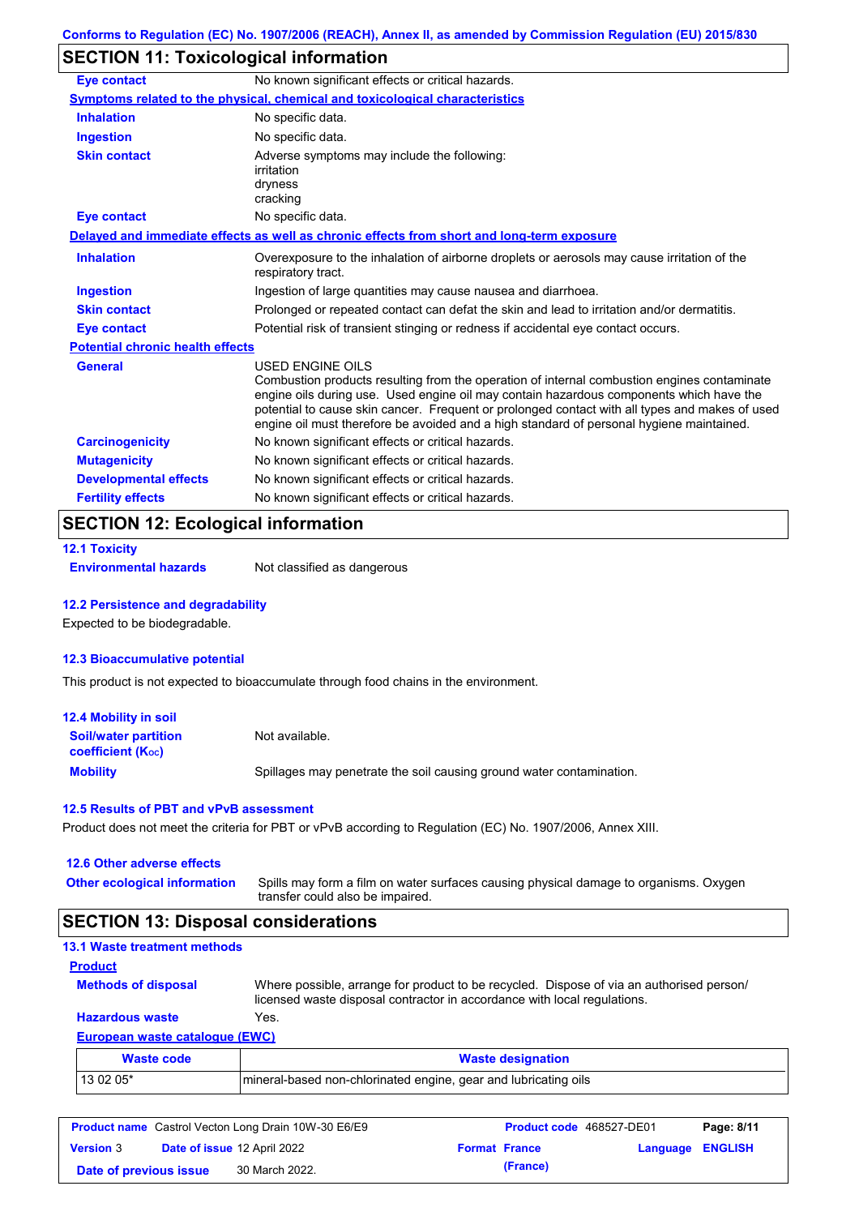## SECTION 11: Toxicological information

| | |
|---|---|
| **Eye contact** | No known significant effects or critical hazards. |

**Symptoms related to the physical, chemical and toxicological characteristics**

| | |
|---|---|
| **Inhalation** | No specific data. |
| **Ingestion** | No specific data. |
| **Skin contact** | Adverse symptoms may include the following: irritation dryness cracking |
| **Eye contact** | No specific data. |

**Delayed and immediate effects as well as chronic effects from short and long-term exposure**

| | |
|---|---|
| **Inhalation** | Overexposure to the inhalation of airborne droplets or aerosols may cause irritation of the respiratory tract. |
| **Ingestion** | Ingestion of large quantities may cause nausea and diarrhoea. |
| **Skin contact** | Prolonged or repeated contact can defat the skin and lead to irritation and/or dermatitis. |
| **Eye contact** | Potential risk of transient stinging or redness if accidental eye contact occurs. |

**Potential chronic health effects**

| | |
|---|---|
| **General** | USED ENGINE OILS Combustion products resulting from the operation of internal combustion engines contaminate engine oils during use. Used engine oil may contain hazardous components which have the potential to cause skin cancer. Frequent or prolonged contact with all types and makes of used engine oil must therefore be avoided and a high standard of personal hygiene maintained. |
| **Carcinogenicity** | No known significant effects or critical hazards. |
| **Mutagenicity** | No known significant effects or critical hazards. |
| **Developmental effects** | No known significant effects or critical hazards. |
| **Fertility effects** | No known significant effects or critical hazards. |

## SECTION 12: Ecological information

### 12.1 Toxicity

**Environmental hazards** Not classified as dangerous

### 12.2 Persistence and degradability

Expected to be biodegradable.

### 12.3 Bioaccumulative potential

This product is not expected to bioaccumulate through food chains in the environment.

### 12.4 Mobility in soil

| | |
|---|---|
| **Soil/water partition coefficient ($K_{oc}$)** | Not available. |
| **Mobility** | Spillages may penetrate the soil causing ground water contamination. |

### 12.5 Results of PBT and vPvB assessment

Product does not meet the criteria for PBT or vPvB according to Regulation (EC) No. 1907/2006, Annex XIII.

### 12.6 Other adverse effects

**Other ecological information** Spills may form a film on water surfaces causing physical damage to organisms. Oxygen transfer could also be impaired.

## SECTION 13: Disposal considerations

### 13.1 Waste treatment methods

**Product**

| | |
|---|---|
| **Methods of disposal** | Where possible, arrange for product to be recycled. Dispose of via an authorised person/ licensed waste disposal contractor in accordance with local regulations. |
| **Hazardous waste** | Yes. |

**European waste catalogue (EWC)**

| Waste code | Waste designation |
|---|---|
| 13 02 05* | mineral-based non-chlorinated engine, gear and lubricating oils |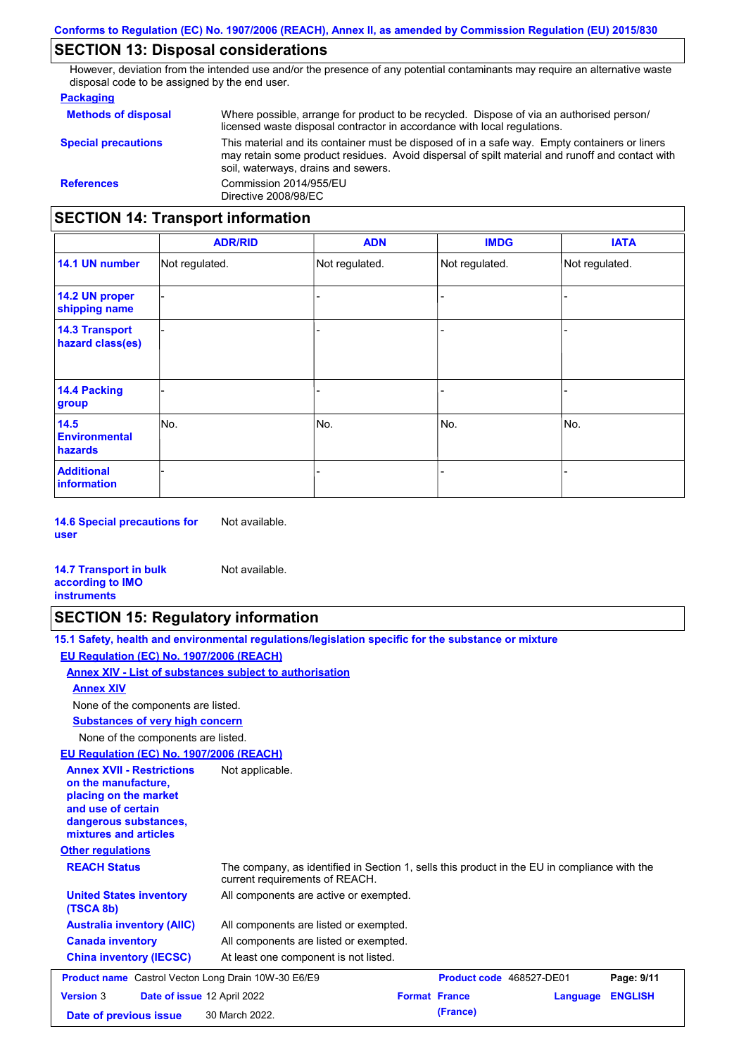## SECTION 13: Disposal considerations

However, deviation from the intended use and/or the presence of any potential contaminants may require an alternative waste disposal code to be assigned by the end user.

**Packaging**

**Methods of disposal** Where possible, arrange for product to be recycled. Dispose of via an authorised person/ licensed waste disposal contractor in accordance with local regulations.

**Special precautions** This material and its container must be disposed of in a safe way. Empty containers or liners may retain some product residues. Avoid dispersal of spilt material and runoff and contact with soil, waterways, drains and sewers.

**References** Commission 2014/955/EU
Directive 2008/98/EC

## SECTION 14: Transport information

| | ADR/RID | ADN | IMDG | IATA |
|---|---|---|---|---|
| **14.1 UN number** | Not regulated. | Not regulated. | Not regulated. | Not regulated. |
| **14.2 UN proper shipping name** | - | - | - | - |
| **14.3 Transport hazard class(es)** | - | - | - | - |
| **14.4 Packing group** | - | - | - | - |
| **14.5 Environmental hazards** | No. | No. | No. | No. |
| **Additional information** | - | - | - | - |

**14.6 Special precautions for user** Not available.

**14.7 Transport in bulk according to IMO instruments** Not available.

## SECTION 15: Regulatory information

**15.1 Safety, health and environmental regulations/legislation specific for the substance or mixture**

**EU Regulation (EC) No. 1907/2006 (REACH)**

**Annex XIV - List of substances subject to authorisation**

**Annex XIV**

None of the components are listed.

**Substances of very high concern**

None of the components are listed.

**EU Regulation (EC) No. 1907/2006 (REACH)**

**Annex XVII - Restrictions on the manufacture, placing on the market and use of certain dangerous substances, mixtures and articles** Not applicable.

**Other regulations**

**REACH Status** The company, as identified in Section 1, sells this product in the EU in compliance with the current requirements of REACH.

**United States inventory (TSCA 8b)** All components are active or exempted.

**Australia inventory (AIIC)** All components are listed or exempted.

**Canada inventory** All components are listed or exempted.

**China inventory (IECSC)** At least one component is not listed.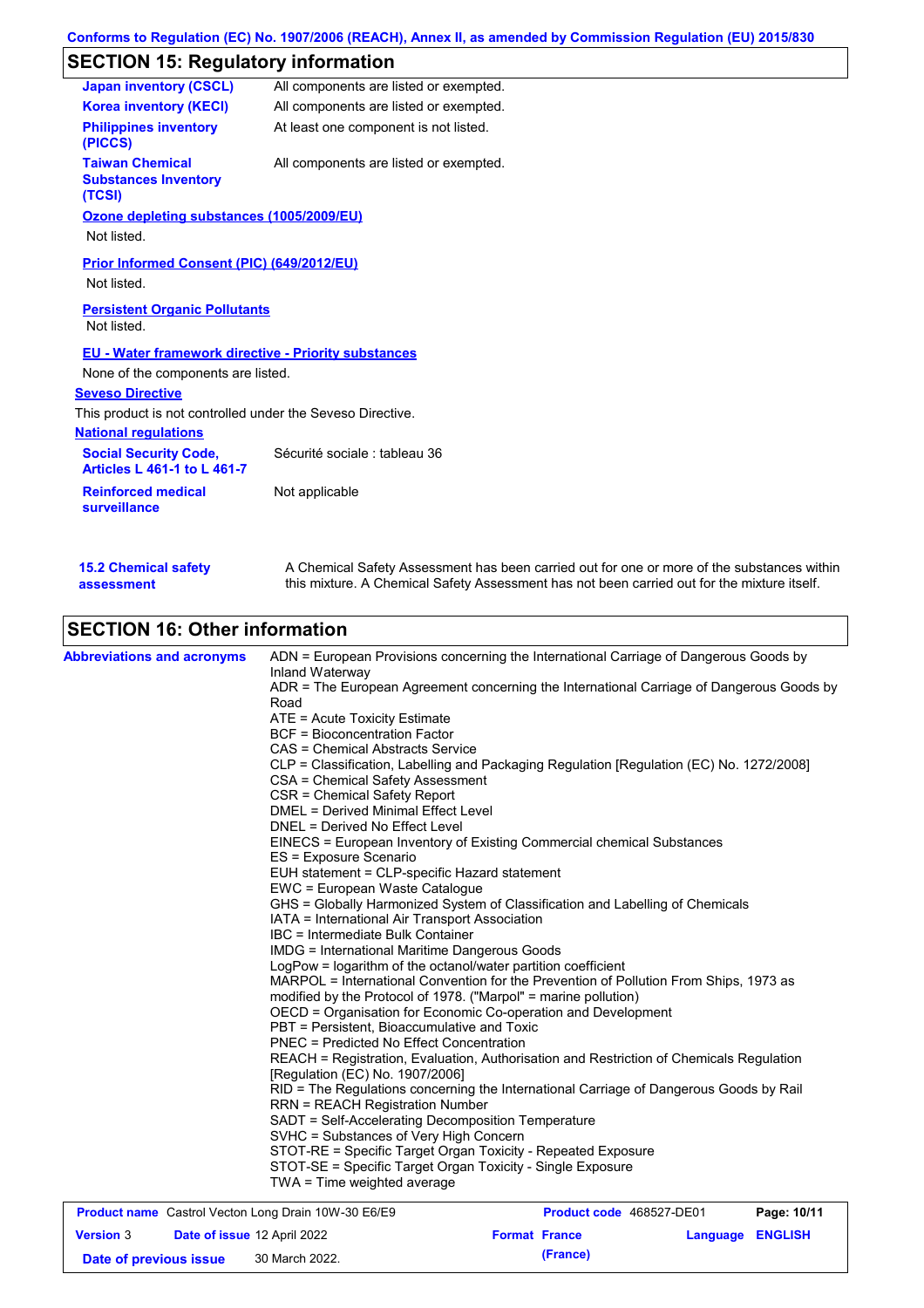## SECTION 15: Regulatory information

| | |
|---|---|
| **Japan inventory (CSCL)** | All components are listed or exempted. |
| **Korea inventory (KECI)** | All components are listed or exempted. |
| **Philippines inventory (PICCS)** | At least one component is not listed. |
| **Taiwan Chemical Substances Inventory (TCSI)** | All components are listed or exempted. |

**Ozone depleting substances (1005/2009/EU)**

Not listed.

**Prior Informed Consent (PIC) (649/2012/EU)**

Not listed.

**Persistent Organic Pollutants**

Not listed.

**EU - Water framework directive - Priority substances**

None of the components are listed.

**Seveso Directive**

This product is not controlled under the Seveso Directive.

**National regulations**

| | |
|---|---|
| **Social Security Code, Articles L 461-1 to L 461-7** | Sécurité sociale : tableau 36 |
| **Reinforced medical surveillance** | Not applicable |

**15.2 Chemical safety assessment**

A Chemical Safety Assessment has been carried out for one or more of the substances within this mixture. A Chemical Safety Assessment has not been carried out for the mixture itself.

## SECTION 16: Other information

**Abbreviations and acronyms**

ADN = European Provisions concerning the International Carriage of Dangerous Goods by Inland Waterway
ADR = The European Agreement concerning the International Carriage of Dangerous Goods by Road
ATE = Acute Toxicity Estimate
BCF = Bioconcentration Factor
CAS = Chemical Abstracts Service
CLP = Classification, Labelling and Packaging Regulation [Regulation (EC) No. 1272/2008]
CSA = Chemical Safety Assessment
CSR = Chemical Safety Report
DMEL = Derived Minimal Effect Level
DNEL = Derived No Effect Level
EINECS = European Inventory of Existing Commercial chemical Substances
ES = Exposure Scenario
EUH statement = CLP-specific Hazard statement
EWC = European Waste Catalogue
GHS = Globally Harmonized System of Classification and Labelling of Chemicals
IATA = International Air Transport Association
IBC = Intermediate Bulk Container
IMDG = International Maritime Dangerous Goods
LogPow = logarithm of the octanol/water partition coefficient
MARPOL = International Convention for the Prevention of Pollution From Ships, 1973 as modified by the Protocol of 1978. ("Marpol" = marine pollution)
OECD = Organisation for Economic Co-operation and Development
PBT = Persistent, Bioaccumulative and Toxic
PNEC = Predicted No Effect Concentration
REACH = Registration, Evaluation, Authorisation and Restriction of Chemicals Regulation [Regulation (EC) No. 1907/2006]
RID = The Regulations concerning the International Carriage of Dangerous Goods by Rail
RRN = REACH Registration Number
SADT = Self-Accelerating Decomposition Temperature
SVHC = Substances of Very High Concern
STOT-RE = Specific Target Organ Toxicity - Repeated Exposure
STOT-SE = Specific Target Organ Toxicity - Single Exposure
TWA = Time weighted average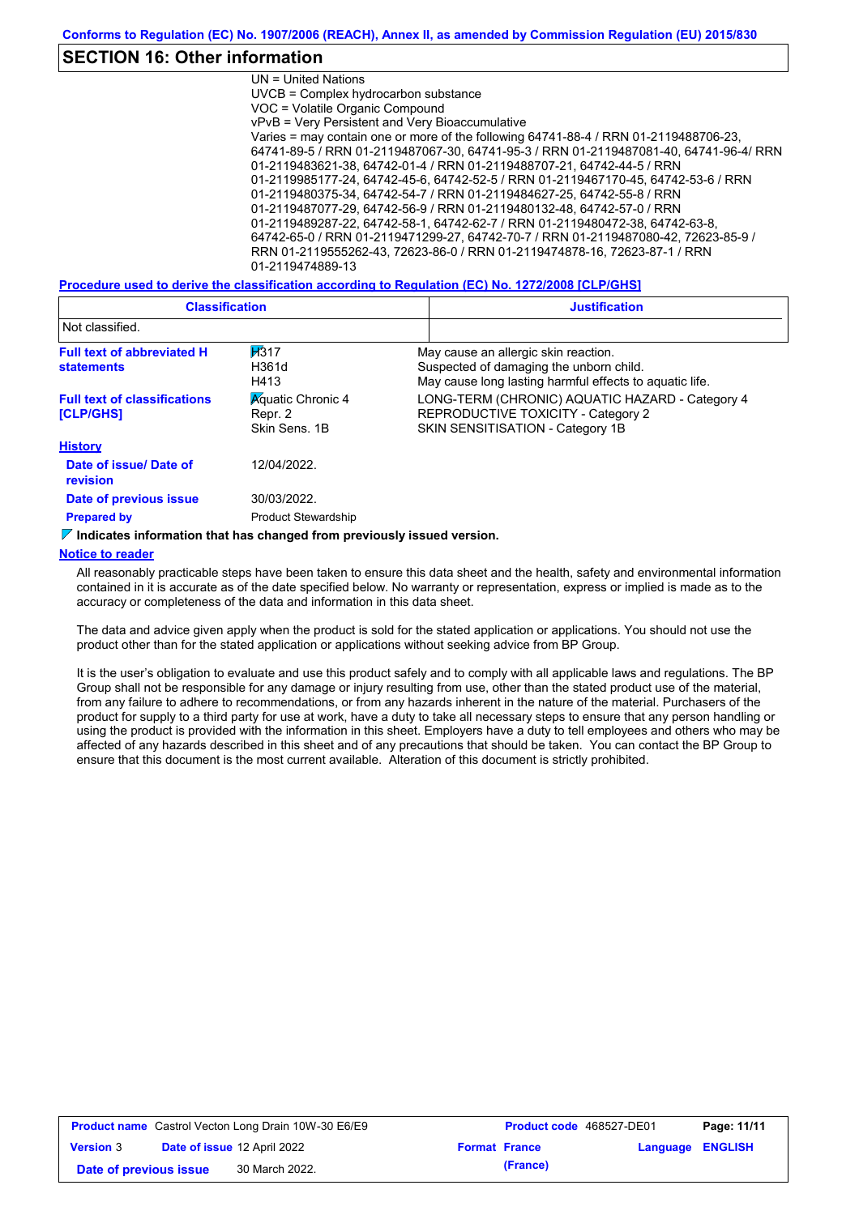## SECTION 16: Other information

UN = United Nations
UVCB = Complex hydrocarbon substance
VOC = Volatile Organic Compound
vPvB = Very Persistent and Very Bioaccumulative
Varies = may contain one or more of the following 64741-88-4 / RRN 01-2119488706-23, 64741-89-5 / RRN 01-2119487067-30, 64741-95-3 / RRN 01-2119487081-40, 64741-96-4/ RRN 01-2119483621-38, 64742-01-4 / RRN 01-2119488707-21, 64742-44-5 / RRN 01-2119985177-24, 64742-45-6, 64742-52-5 / RRN 01-2119467170-45, 64742-53-6 / RRN 01-2119480375-34, 64742-54-7 / RRN 01-2119484627-25, 64742-55-8 / RRN 01-2119487077-29, 64742-56-9 / RRN 01-2119480132-48, 64742-57-0 / RRN 01-2119489287-22, 64742-58-1, 64742-62-7 / RRN 01-2119480472-38, 64742-63-8, 64742-65-0 / RRN 01-2119471299-27, 64742-70-7 / RRN 01-2119487080-42, 72623-85-9 / RRN 01-2119555262-43, 72623-86-0 / RRN 01-2119474878-16, 72623-87-1 / RRN 01-2119474889-13

**Procedure used to derive the classification according to Regulation (EC) No. 1272/2008 [CLP/GHS]**

| Classification | Justification |
|---|---|
| Not classified. | |

**Full text of abbreviated H statements**

| | |
|---|---|
| H317 | May cause an allergic skin reaction. |
| H361d | Suspected of damaging the unborn child. |
| H413 | May cause long lasting harmful effects to aquatic life. |

**Full text of classifications [CLP/GHS]**

| | |
|---|---|
| Aquatic Chronic 4 | LONG-TERM (CHRONIC) AQUATIC HAZARD - Category 4 |
| Repr. 2 | REPRODUCTIVE TOXICITY - Category 2 |
| Skin Sens. 1B | SKIN SENSITISATION - Category 1B |

**History**

**Date of issue/ Date of revision** 12/04/2022.

**Date of previous issue** 30/03/2022.

**Prepared by** Product Stewardship

**Indicates information that has changed from previously issued version.**

**Notice to reader**

All reasonably practicable steps have been taken to ensure this data sheet and the health, safety and environmental information contained in it is accurate as of the date specified below. No warranty or representation, express or implied is made as to the accuracy or completeness of the data and information in this data sheet.

The data and advice given apply when the product is sold for the stated application or applications. You should not use the product other than for the stated application or applications without seeking advice from BP Group.

It is the user's obligation to evaluate and use this product safely and to comply with all applicable laws and regulations. The BP Group shall not be responsible for any damage or injury resulting from use, other than the stated product use of the material, from any failure to adhere to recommendations, or from any hazards inherent in the nature of the material. Purchasers of the product for supply to a third party for use at work, have a duty to take all necessary steps to ensure that any person handling or using the product is provided with the information in this sheet. Employers have a duty to tell employees and others who may be affected of any hazards described in this sheet and of any precautions that should be taken. You can contact the BP Group to ensure that this document is the most current available. Alteration of this document is strictly prohibited.